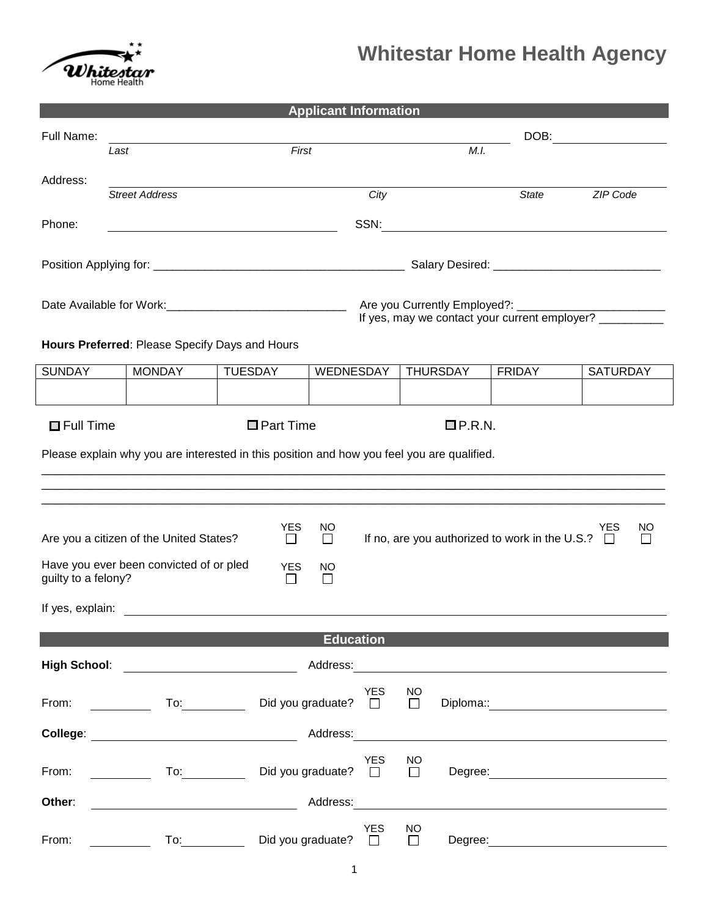# Whitestar Home Health Agency

## Applicant Information

Full Name: ______________________________________________ DOB: ______________

*Last* *First* *M.I.*

Address: ______________________________________________________________

*Street Address* *City* *State* *ZIP Code*

Phone: ______________________ SSN: ______________________

Position Applying for: _______________________________________ Salary Desired: __________________________

Date Available for Work:____________________________ Are you Currently Employed?: _______________________

If yes, may we contact your current employer? __________

**Hours Preferred**: Please Specify Days and Hours

| SUNDAY | MONDAY | TUESDAY | WEDNESDAY | THURSDAY | FRIDAY | SATURDAY |
|---|---|---|---|---|---|---|
| | | | | | | |

☐ Full Time ☐ Part Time ☐ P.R.N.

Please explain why you are interested in this position and how you feel you are qualified.

______________________________________________________________________________

______________________________________________________________________________

______________________________________________________________________________

Are you a citizen of the United States? YES ☐ NO ☐ If no, are you authorized to work in the U.S.? YES ☐ NO ☐

Have you ever been convicted of or pled guilty to a felony? YES ☐ NO ☐

If yes, explain: ______________________________________________________________

## Education

**High School**: ______________________ Address: ______________________________

From: __________ To: __________ Did you graduate? YES ☐ NO ☐ Diploma:: ______________________

**College**: ______________________ Address: ______________________________

From: __________ To: __________ Did you graduate? YES ☐ NO ☐ Degree: ______________________

**Other**: ______________________ Address: ______________________________

From: __________ To: __________ Did you graduate? YES ☐ NO ☐ Degree: ______________________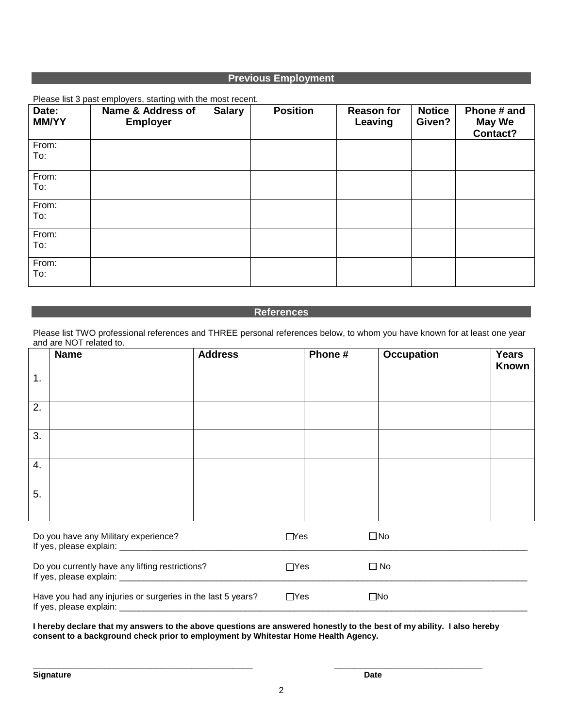## Previous Employment

Please list 3 past employers, starting with the most recent.

| Date: MM/YY | Name & Address of Employer | Salary | Position | Reason for Leaving | Notice Given? | Phone # and May We Contact? |
|---|---|---|---|---|---|---|
| From:<br>To: | | | | | | |
| From:<br>To: | | | | | | |
| From:<br>To: | | | | | | |
| From:<br>To: | | | | | | |
| From:<br>To: | | | | | | |

## References

Please list TWO professional references and THREE personal references below, to whom you have known for at least one year and are NOT related to.

| | Name | Address | Phone # | Occupation | Years Known |
|---|---|---|---|---|---|
| 1. | | | | | |
| 2. | | | | | |
| 3. | | | | | |
| 4. | | | | | |
| 5. | | | | | |

Do you have any Military experience? ☐Yes ☐No
If yes, please explain: ______________________________________________________________________________

Do you currently have any lifting restrictions? ☐Yes ☐ No
If yes, please explain: ______________________________________________________________________________

Have you had any injuries or surgeries in the last 5 years? ☐Yes ☐No
If yes, please explain: ______________________________________________________________________________

**I hereby declare that my answers to the above questions are answered honestly to the best of my ability. I also hereby consent to a background check prior to employment by Whitestar Home Health Agency.**

_______________________________________________ _______________________________

**Signature** **Date**